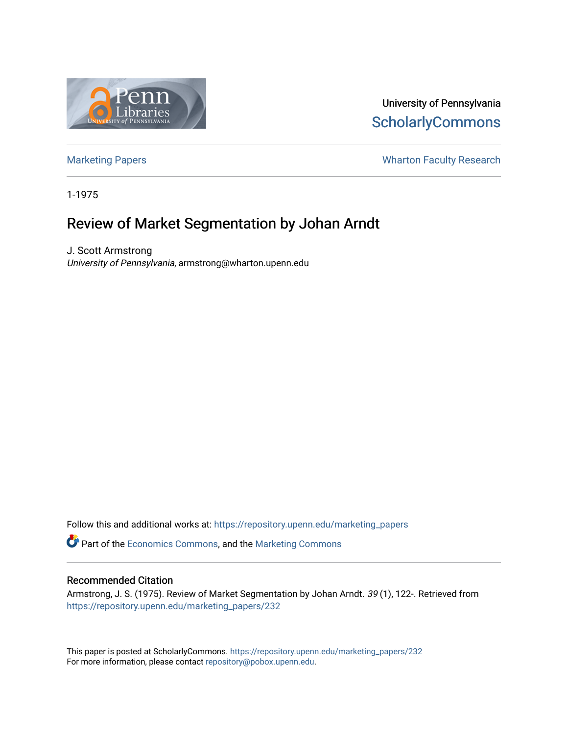University of Pennsylvania
ScholarlyCommons

Marketing Papers | Wharton Faculty Research

1-1975

# Review of Market Segmentation by Johan Arndt

J. Scott Armstrong
*University of Pennsylvania*, armstrong@wharton.upenn.edu

Follow this and additional works at: https://repository.upenn.edu/marketing_papers

Part of the Economics Commons, and the Marketing Commons

## Recommended Citation

Armstrong, J. S. (1975). Review of Market Segmentation by Johan Arndt. *39* (1), 122-. Retrieved from https://repository.upenn.edu/marketing_papers/232

This paper is posted at ScholarlyCommons. https://repository.upenn.edu/marketing_papers/232
For more information, please contact repository@pobox.upenn.edu.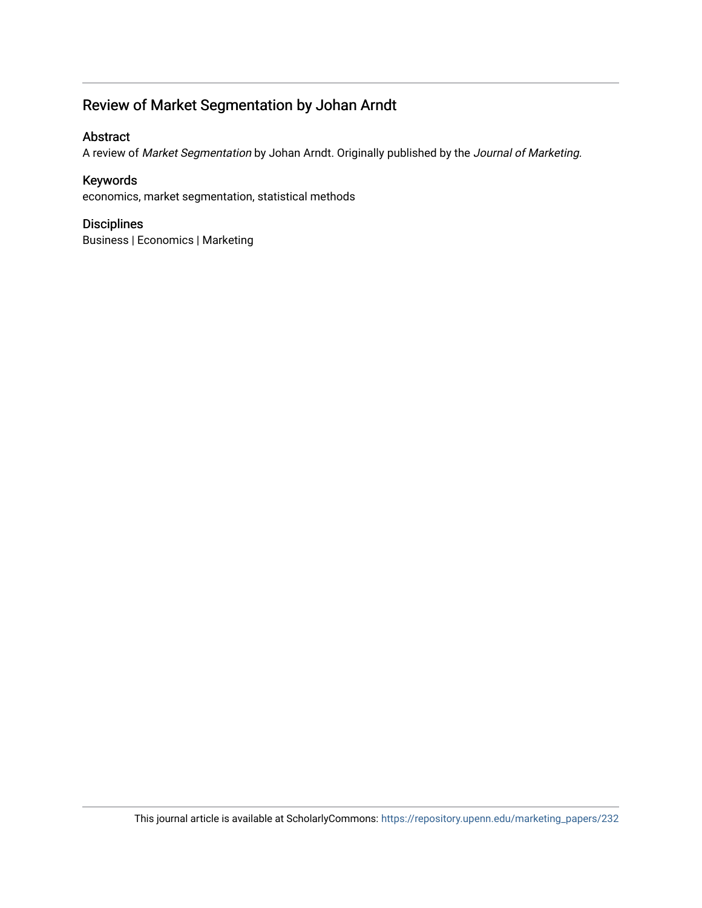## Review of Market Segmentation by Johan Arndt

### Abstract

A review of *Market Segmentation* by Johan Arndt. Originally published by the *Journal of Marketing.*

### Keywords

economics, market segmentation, statistical methods

### Disciplines

Business | Economics | Marketing

This journal article is available at ScholarlyCommons: https://repository.upenn.edu/marketing_papers/232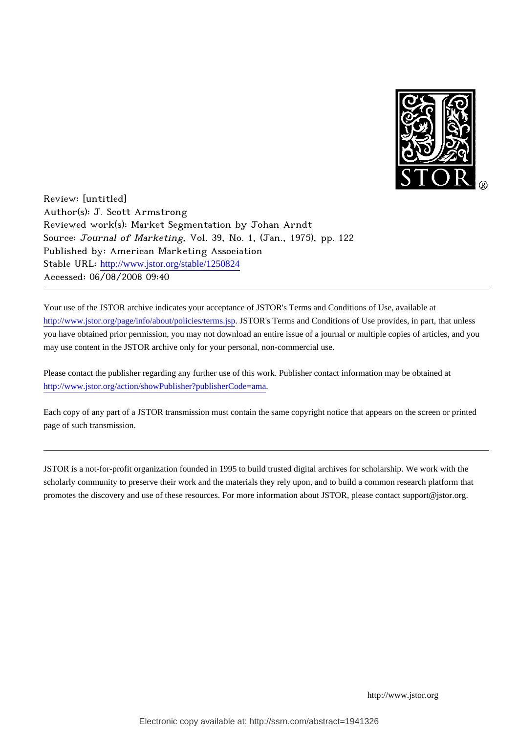Review: [untitled]
Author(s): J. Scott Armstrong
Reviewed work(s): Market Segmentation by Johan Arndt
Source: *Journal of Marketing*, Vol. 39, No. 1, (Jan., 1975), pp. 122
Published by: American Marketing Association
Stable URL: http://www.jstor.org/stable/1250824
Accessed: 06/08/2008 09:40

---

Your use of the JSTOR archive indicates your acceptance of JSTOR's Terms and Conditions of Use, available at http://www.jstor.org/page/info/about/policies/terms.jsp. JSTOR's Terms and Conditions of Use provides, in part, that unless you have obtained prior permission, you may not download an entire issue of a journal or multiple copies of articles, and you may use content in the JSTOR archive only for your personal, non-commercial use.

Please contact the publisher regarding any further use of this work. Publisher contact information may be obtained at http://www.jstor.org/action/showPublisher?publisherCode=ama.

Each copy of any part of a JSTOR transmission must contain the same copyright notice that appears on the screen or printed page of such transmission.

---

JSTOR is a not-for-profit organization founded in 1995 to build trusted digital archives for scholarship. We work with the scholarly community to preserve their work and the materials they rely upon, and to build a common research platform that promotes the discovery and use of these resources. For more information about JSTOR, please contact support@jstor.org.

http://www.jstor.org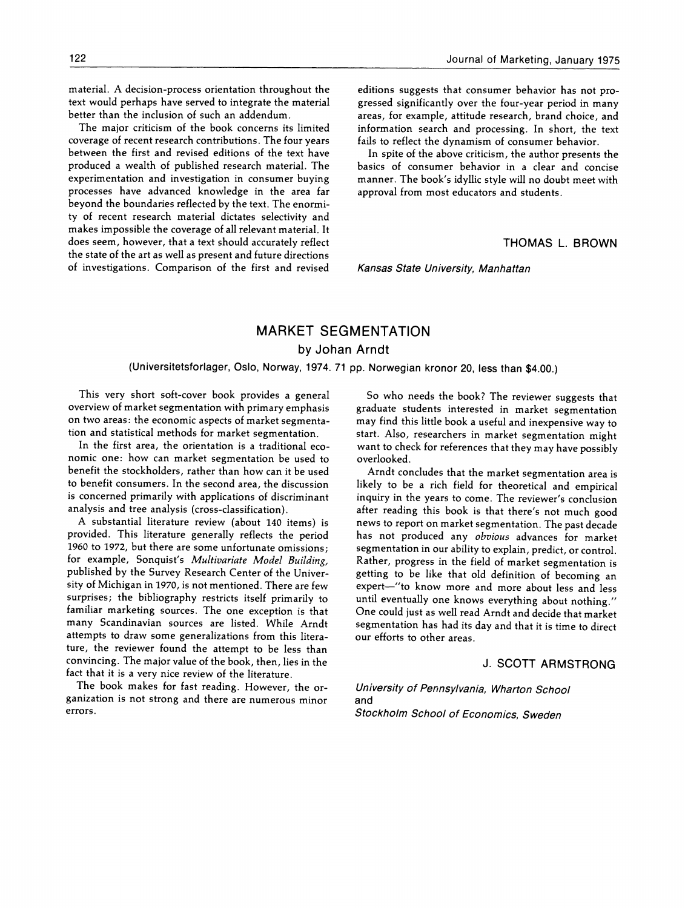material. A decision-process orientation throughout the text would perhaps have served to integrate the material better than the inclusion of such an addendum.

The major criticism of the book concerns its limited coverage of recent research contributions. The four years between the first and revised editions of the text have produced a wealth of published research material. The experimentation and investigation in consumer buying processes have advanced knowledge in the area far beyond the boundaries reflected by the text. The enormity of recent research material dictates selectivity and makes impossible the coverage of all relevant material. It does seem, however, that a text should accurately reflect the state of the art as well as present and future directions of investigations. Comparison of the first and revised editions suggests that consumer behavior has not progressed significantly over the four-year period in many areas, for example, attitude research, brand choice, and information search and processing. In short, the text fails to reflect the dynamism of consumer behavior.

In spite of the above criticism, the author presents the basics of consumer behavior in a clear and concise manner. The book's idyllic style will no doubt meet with approval from most educators and students.

THOMAS L. BROWN

*Kansas State University, Manhattan*

## MARKET SEGMENTATION

### by Johan Arndt

(Universitetsforlaget, Oslo, Norway, 1974. 71 pp. Norwegian kronor 20, less than $4.00.)

This very short soft-cover book provides a general overview of market segmentation with primary emphasis on two areas: the economic aspects of market segmentation and statistical methods for market segmentation.

In the first area, the orientation is a traditional economic one: how can market segmentation be used to benefit the stockholders, rather than how can it be used to benefit consumers. In the second area, the discussion is concerned primarily with applications of discriminant analysis and tree analysis (cross-classification).

A substantial literature review (about 140 items) is provided. This literature generally reflects the period 1960 to 1972, but there are some unfortunate omissions; for example, Sonquist's *Multivariate Model Building*, published by the Survey Research Center of the University of Michigan in 1970, is not mentioned. There are few surprises; the bibliography restricts itself primarily to familiar marketing sources. The one exception is that many Scandinavian sources are listed. While Arndt attempts to draw some generalizations from this literature, the reviewer found the attempt to be less than convincing. The major value of the book, then, lies in the fact that it is a very nice review of the literature.

The book makes for fast reading. However, the organization is not strong and there are numerous minor errors.

So who needs the book? The reviewer suggests that graduate students interested in market segmentation may find this little book a useful and inexpensive way to start. Also, researchers in market segmentation might want to check for references that they may have possibly overlooked.

Arndt concludes that the market segmentation area is likely to be a rich field for theoretical and empirical inquiry in the years to come. The reviewer's conclusion after reading this book is that there's not much good news to report on market segmentation. The past decade has not produced any *obvious* advances for market segmentation in our ability to explain, predict, or control. Rather, progress in the field of market segmentation is getting to be like that old definition of becoming an expert—"to know more and more about less and less until eventually one knows everything about nothing." One could just as well read Arndt and decide that market segmentation has had its day and that it is time to direct our efforts to other areas.

J. SCOTT ARMSTRONG

*University of Pennsylvania, Wharton School*
and
*Stockholm School of Economics, Sweden*